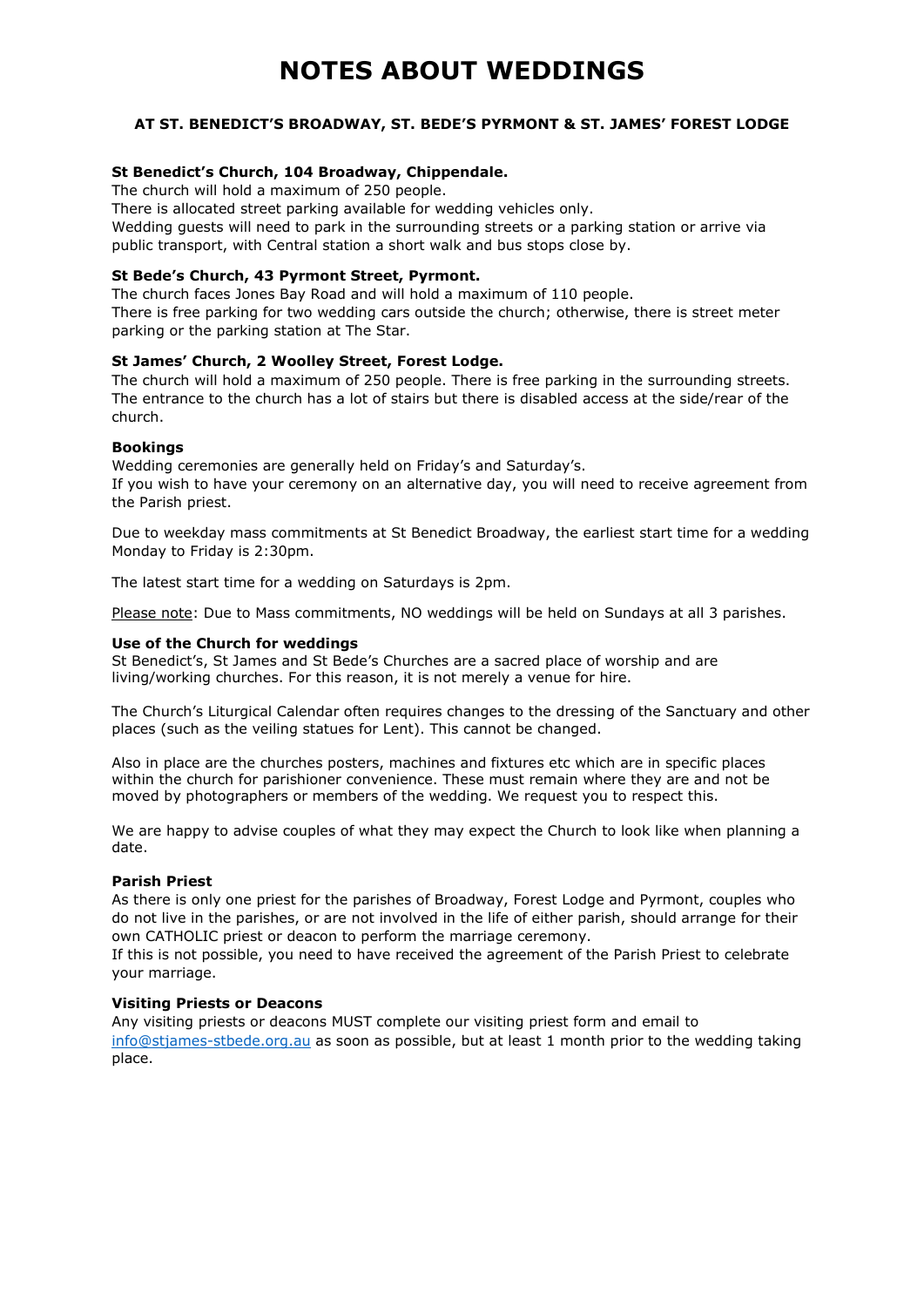# NOTES ABOUT WEDDINGS

## AT ST. BENEDICT'S BROADWAY, ST. BEDE'S PYRMONT & ST. JAMES' FOREST LODGE

### St Benedict's Church, 104 Broadway, Chippendale.

The church will hold a maximum of 250 people.
There is allocated street parking available for wedding vehicles only.
Wedding guests will need to park in the surrounding streets or a parking station or arrive via public transport, with Central station a short walk and bus stops close by.

### St Bede's Church, 43 Pyrmont Street, Pyrmont.

The church faces Jones Bay Road and will hold a maximum of 110 people.
There is free parking for two wedding cars outside the church; otherwise, there is street meter parking or the parking station at The Star.

### St James' Church, 2 Woolley Street, Forest Lodge.

The church will hold a maximum of 250 people. There is free parking in the surrounding streets. The entrance to the church has a lot of stairs but there is disabled access at the side/rear of the church.

### Bookings

Wedding ceremonies are generally held on Friday's and Saturday's.
If you wish to have your ceremony on an alternative day, you will need to receive agreement from the Parish priest.

Due to weekday mass commitments at St Benedict Broadway, the earliest start time for a wedding Monday to Friday is 2:30pm.

The latest start time for a wedding on Saturdays is 2pm.

Please note: Due to Mass commitments, NO weddings will be held on Sundays at all 3 parishes.

### Use of the Church for weddings

St Benedict's, St James and St Bede's Churches are a sacred place of worship and are living/working churches. For this reason, it is not merely a venue for hire.

The Church's Liturgical Calendar often requires changes to the dressing of the Sanctuary and other places (such as the veiling statues for Lent). This cannot be changed.

Also in place are the churches posters, machines and fixtures etc which are in specific places within the church for parishioner convenience. These must remain where they are and not be moved by photographers or members of the wedding. We request you to respect this.

We are happy to advise couples of what they may expect the Church to look like when planning a date.

### Parish Priest

As there is only one priest for the parishes of Broadway, Forest Lodge and Pyrmont, couples who do not live in the parishes, or are not involved in the life of either parish, should arrange for their own CATHOLIC priest or deacon to perform the marriage ceremony.
If this is not possible, you need to have received the agreement of the Parish Priest to celebrate your marriage.

### Visiting Priests or Deacons

Any visiting priests or deacons MUST complete our visiting priest form and email to info@stjames-stbede.org.au as soon as possible, but at least 1 month prior to the wedding taking place.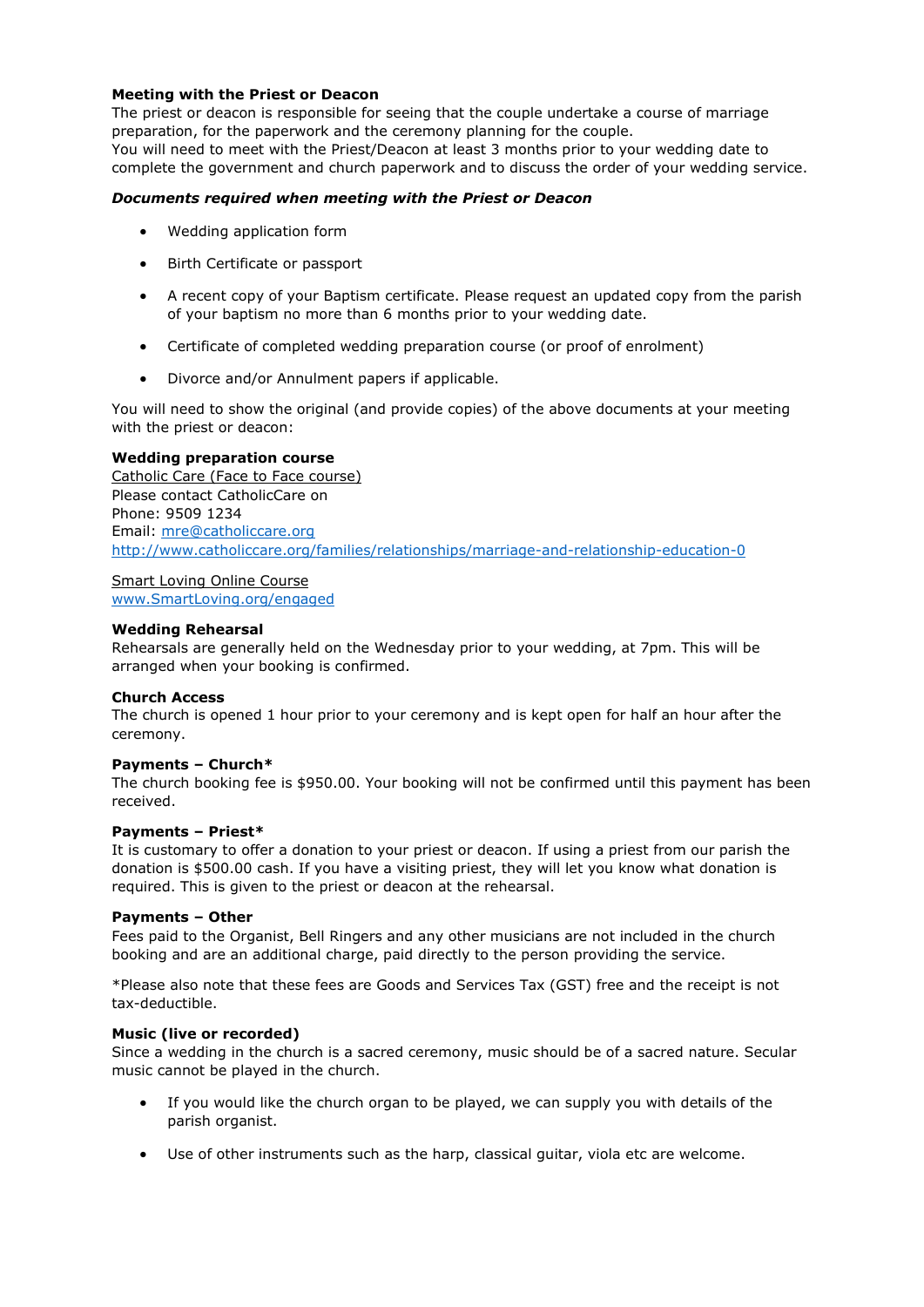**Meeting with the Priest or Deacon**

The priest or deacon is responsible for seeing that the couple undertake a course of marriage preparation, for the paperwork and the ceremony planning for the couple.

You will need to meet with the Priest/Deacon at least 3 months prior to your wedding date to complete the government and church paperwork and to discuss the order of your wedding service.

***Documents required when meeting with the Priest or Deacon***

- Wedding application form
- Birth Certificate or passport
- A recent copy of your Baptism certificate. Please request an updated copy from the parish of your baptism no more than 6 months prior to your wedding date.
- Certificate of completed wedding preparation course (or proof of enrolment)
- Divorce and/or Annulment papers if applicable.

You will need to show the original (and provide copies) of the above documents at your meeting with the priest or deacon:

**Wedding preparation course**

Catholic Care (Face to Face course)
Please contact CatholicCare on
Phone: 9509 1234
Email: mre@catholiccare.org
http://www.catholiccare.org/families/relationships/marriage-and-relationship-education-0

Smart Loving Online Course
www.SmartLoving.org/engaged

**Wedding Rehearsal**

Rehearsals are generally held on the Wednesday prior to your wedding, at 7pm. This will be arranged when your booking is confirmed.

**Church Access**

The church is opened 1 hour prior to your ceremony and is kept open for half an hour after the ceremony.

**Payments – Church***

The church booking fee is $950.00. Your booking will not be confirmed until this payment has been received.

**Payments – Priest***

It is customary to offer a donation to your priest or deacon. If using a priest from our parish the donation is $500.00 cash. If you have a visiting priest, they will let you know what donation is required. This is given to the priest or deacon at the rehearsal.

**Payments – Other**

Fees paid to the Organist, Bell Ringers and any other musicians are not included in the church booking and are an additional charge, paid directly to the person providing the service.

*Please also note that these fees are Goods and Services Tax (GST) free and the receipt is not tax-deductible.

**Music (live or recorded)**

Since a wedding in the church is a sacred ceremony, music should be of a sacred nature. Secular music cannot be played in the church.

- If you would like the church organ to be played, we can supply you with details of the parish organist.
- Use of other instruments such as the harp, classical guitar, viola etc are welcome.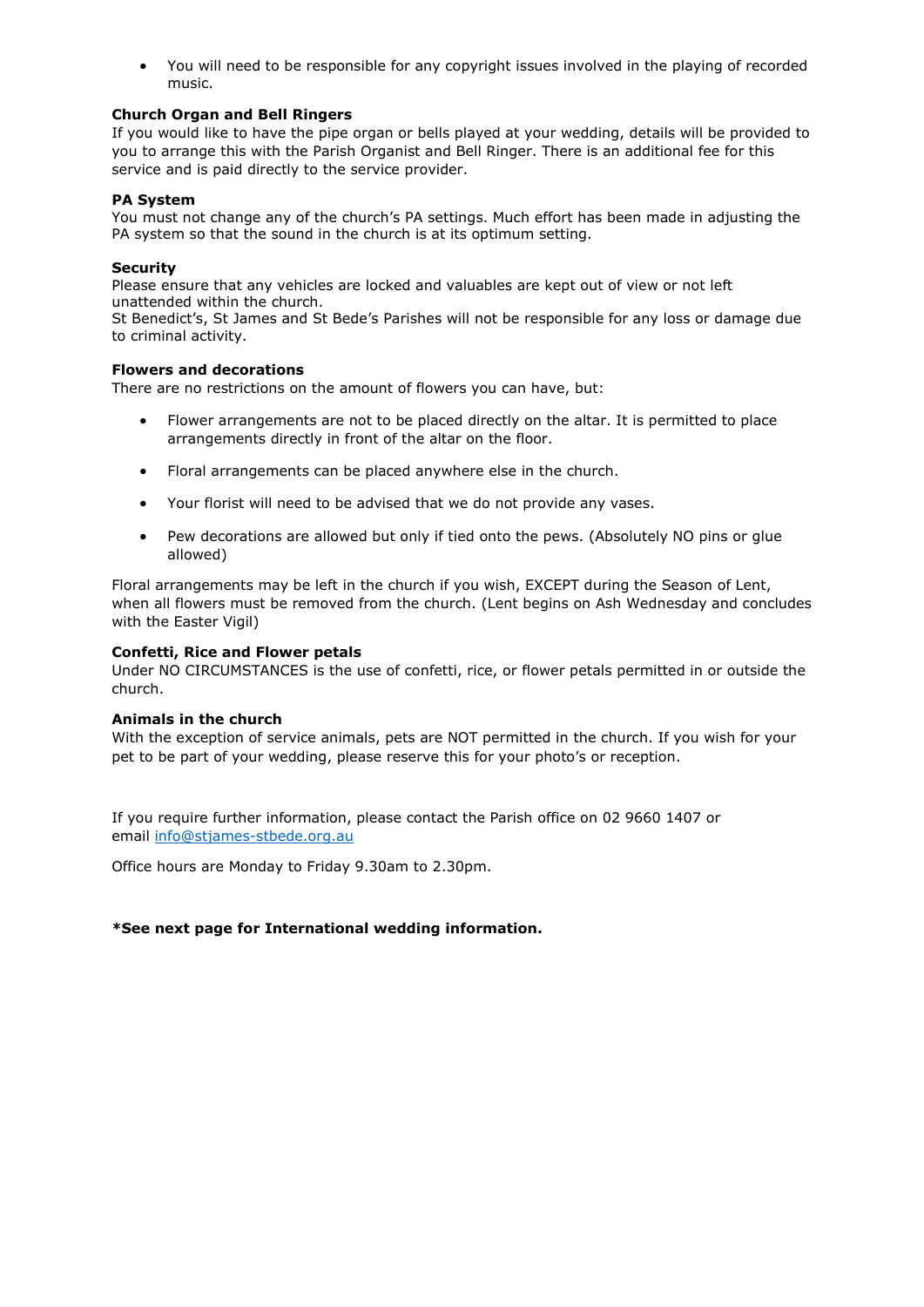- You will need to be responsible for any copyright issues involved in the playing of recorded music.

**Church Organ and Bell Ringers**

If you would like to have the pipe organ or bells played at your wedding, details will be provided to you to arrange this with the Parish Organist and Bell Ringer. There is an additional fee for this service and is paid directly to the service provider.

**PA System**

You must not change any of the church's PA settings. Much effort has been made in adjusting the PA system so that the sound in the church is at its optimum setting.

**Security**

Please ensure that any vehicles are locked and valuables are kept out of view or not left unattended within the church.
St Benedict's, St James and St Bede's Parishes will not be responsible for any loss or damage due to criminal activity.

**Flowers and decorations**

There are no restrictions on the amount of flowers you can have, but:

- Flower arrangements are not to be placed directly on the altar. It is permitted to place arrangements directly in front of the altar on the floor.
- Floral arrangements can be placed anywhere else in the church.
- Your florist will need to be advised that we do not provide any vases.
- Pew decorations are allowed but only if tied onto the pews. (Absolutely NO pins or glue allowed)

Floral arrangements may be left in the church if you wish, EXCEPT during the Season of Lent, when all flowers must be removed from the church. (Lent begins on Ash Wednesday and concludes with the Easter Vigil)

**Confetti, Rice and Flower petals**

Under NO CIRCUMSTANCES is the use of confetti, rice, or flower petals permitted in or outside the church.

**Animals in the church**

With the exception of service animals, pets are NOT permitted in the church. If you wish for your pet to be part of your wedding, please reserve this for your photo's or reception.

If you require further information, please contact the Parish office on 02 9660 1407 or email [info@stjames-stbede.org.au](mailto:info@stjames-stbede.org.au)

Office hours are Monday to Friday 9.30am to 2.30pm.

***See next page for International wedding information.**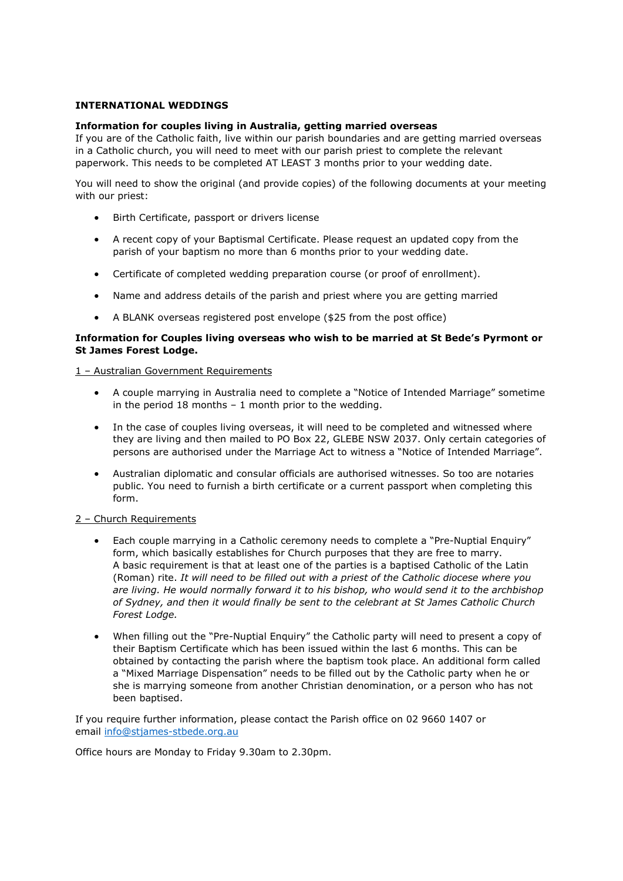**INTERNATIONAL WEDDINGS**

**Information for couples living in Australia, getting married overseas**

If you are of the Catholic faith, live within our parish boundaries and are getting married overseas in a Catholic church, you will need to meet with our parish priest to complete the relevant paperwork. This needs to be completed AT LEAST 3 months prior to your wedding date.

You will need to show the original (and provide copies) of the following documents at your meeting with our priest:

- Birth Certificate, passport or drivers license
- A recent copy of your Baptismal Certificate. Please request an updated copy from the parish of your baptism no more than 6 months prior to your wedding date.
- Certificate of completed wedding preparation course (or proof of enrollment).
- Name and address details of the parish and priest where you are getting married
- A BLANK overseas registered post envelope ($25 from the post office)

**Information for Couples living overseas who wish to be married at St Bede's Pyrmont or St James Forest Lodge.**

1 – Australian Government Requirements

- A couple marrying in Australia need to complete a "Notice of Intended Marriage" sometime in the period 18 months – 1 month prior to the wedding.
- In the case of couples living overseas, it will need to be completed and witnessed where they are living and then mailed to PO Box 22, GLEBE NSW 2037. Only certain categories of persons are authorised under the Marriage Act to witness a "Notice of Intended Marriage".
- Australian diplomatic and consular officials are authorised witnesses. So too are notaries public. You need to furnish a birth certificate or a current passport when completing this form.

2 – Church Requirements

- Each couple marrying in a Catholic ceremony needs to complete a "Pre-Nuptial Enquiry" form, which basically establishes for Church purposes that they are free to marry. A basic requirement is that at least one of the parties is a baptised Catholic of the Latin (Roman) rite. *It will need to be filled out with a priest of the Catholic diocese where you are living. He would normally forward it to his bishop, who would send it to the archbishop of Sydney, and then it would finally be sent to the celebrant at St James Catholic Church Forest Lodge.*
- When filling out the "Pre-Nuptial Enquiry" the Catholic party will need to present a copy of their Baptism Certificate which has been issued within the last 6 months. This can be obtained by contacting the parish where the baptism took place. An additional form called a "Mixed Marriage Dispensation" needs to be filled out by the Catholic party when he or she is marrying someone from another Christian denomination, or a person who has not been baptised.

If you require further information, please contact the Parish office on 02 9660 1407 or email info@stjames-stbede.org.au

Office hours are Monday to Friday 9.30am to 2.30pm.